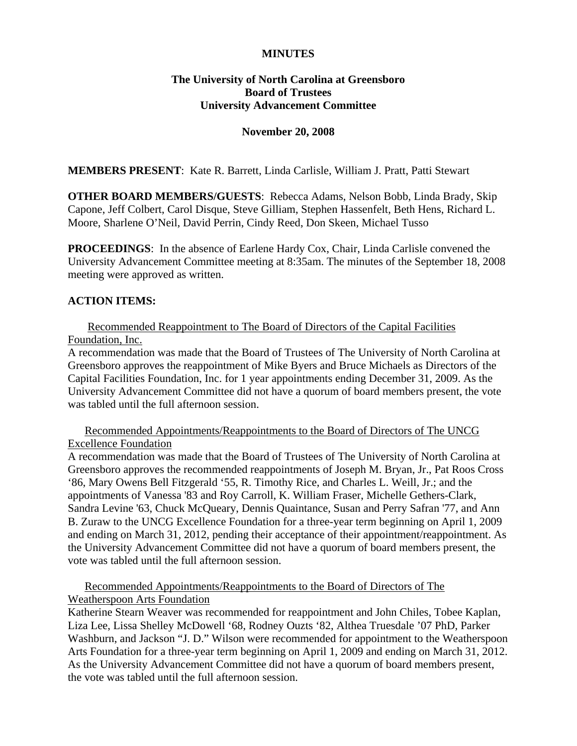**MINUTES**

**The University of North Carolina at Greensboro**
**Board of Trustees**
**University Advancement Committee**

**November 20, 2008**

**MEMBERS PRESENT**: Kate R. Barrett, Linda Carlisle, William J. Pratt, Patti Stewart

**OTHER BOARD MEMBERS/GUESTS**: Rebecca Adams, Nelson Bobb, Linda Brady, Skip Capone, Jeff Colbert, Carol Disque, Steve Gilliam, Stephen Hassenfelt, Beth Hens, Richard L. Moore, Sharlene O'Neil, David Perrin, Cindy Reed, Don Skeen, Michael Tusso

**PROCEEDINGS**: In the absence of Earlene Hardy Cox, Chair, Linda Carlisle convened the University Advancement Committee meeting at 8:35am. The minutes of the September 18, 2008 meeting were approved as written.

**ACTION ITEMS:**

Recommended Reappointment to The Board of Directors of the Capital Facilities Foundation, Inc.

A recommendation was made that the Board of Trustees of The University of North Carolina at Greensboro approves the reappointment of Mike Byers and Bruce Michaels as Directors of the Capital Facilities Foundation, Inc. for 1 year appointments ending December 31, 2009. As the University Advancement Committee did not have a quorum of board members present, the vote was tabled until the full afternoon session.

Recommended Appointments/Reappointments to the Board of Directors of The UNCG Excellence Foundation

A recommendation was made that the Board of Trustees of The University of North Carolina at Greensboro approves the recommended reappointments of Joseph M. Bryan, Jr., Pat Roos Cross '86, Mary Owens Bell Fitzgerald '55, R. Timothy Rice, and Charles L. Weill, Jr.; and the appointments of Vanessa '83 and Roy Carroll, K. William Fraser, Michelle Gethers-Clark, Sandra Levine '63, Chuck McQueary, Dennis Quaintance, Susan and Perry Safran '77, and Ann B. Zuraw to the UNCG Excellence Foundation for a three-year term beginning on April 1, 2009 and ending on March 31, 2012, pending their acceptance of their appointment/reappointment. As the University Advancement Committee did not have a quorum of board members present, the vote was tabled until the full afternoon session.

Recommended Appointments/Reappointments to the Board of Directors of The Weatherspoon Arts Foundation

Katherine Stearn Weaver was recommended for reappointment and John Chiles, Tobee Kaplan, Liza Lee, Lissa Shelley McDowell '68, Rodney Ouzts '82, Althea Truesdale '07 PhD, Parker Washburn, and Jackson "J. D." Wilson were recommended for appointment to the Weatherspoon Arts Foundation for a three-year term beginning on April 1, 2009 and ending on March 31, 2012. As the University Advancement Committee did not have a quorum of board members present, the vote was tabled until the full afternoon session.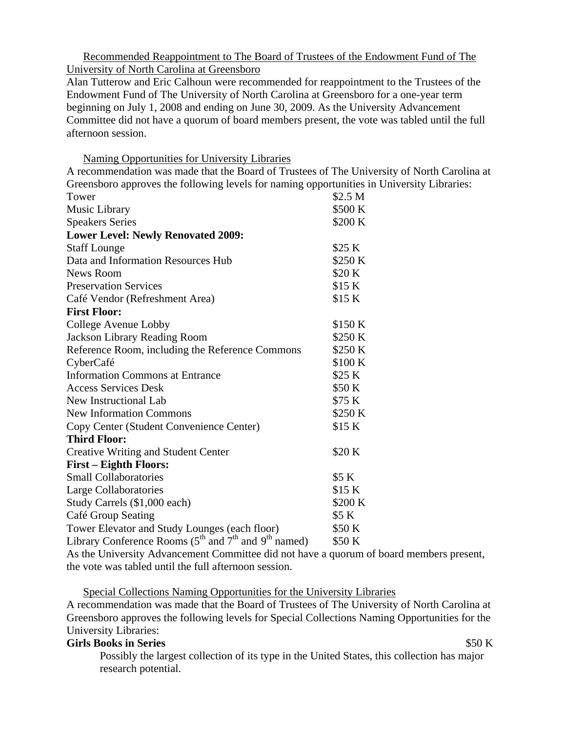Recommended Reappointment to The Board of Trustees of the Endowment Fund of The University of North Carolina at Greensboro

Alan Tutterow and Eric Calhoun were recommended for reappointment to the Trustees of the Endowment Fund of The University of North Carolina at Greensboro for a one-year term beginning on July 1, 2008 and ending on June 30, 2009. As the University Advancement Committee did not have a quorum of board members present, the vote was tabled until the full afternoon session.

Naming Opportunities for University Libraries

A recommendation was made that the Board of Trustees of The University of North Carolina at Greensboro approves the following levels for naming opportunities in University Libraries:

| | |
|---|---|
| Tower | \$2.5 M |
| Music Library | \$500 K |
| Speakers Series | \$200 K |
| **Lower Level: Newly Renovated 2009:** | |
| Staff Lounge | \$25 K |
| Data and Information Resources Hub | \$250 K |
| News Room | \$20 K |
| Preservation Services | \$15 K |
| Café Vendor (Refreshment Area) | \$15 K |
| **First Floor:** | |
| College Avenue Lobby | \$150 K |
| Jackson Library Reading Room | \$250 K |
| Reference Room, including the Reference Commons | \$250 K |
| CyberCafé | \$100 K |
| Information Commons at Entrance | \$25 K |
| Access Services Desk | \$50 K |
| New Instructional Lab | \$75 K |
| New Information Commons | \$250 K |
| Copy Center (Student Convenience Center) | \$15 K |
| **Third Floor:** | |
| Creative Writing and Student Center | \$20 K |
| **First – Eighth Floors:** | |
| Small Collaboratories | \$5 K |
| Large Collaboratories | \$15 K |
| Study Carrels (\$1,000 each) | \$200 K |
| Café Group Seating | \$5 K |
| Tower Elevator and Study Lounges (each floor) | \$50 K |
| Library Conference Rooms (5th and 7th and 9th named) | \$50 K |

As the University Advancement Committee did not have a quorum of board members present, the vote was tabled until the full afternoon session.

Special Collections Naming Opportunities for the University Libraries

A recommendation was made that the Board of Trustees of The University of North Carolina at Greensboro approves the following levels for Special Collections Naming Opportunities for the University Libraries:

**Girls Books in Series** \$50 K

Possibly the largest collection of its type in the United States, this collection has major research potential.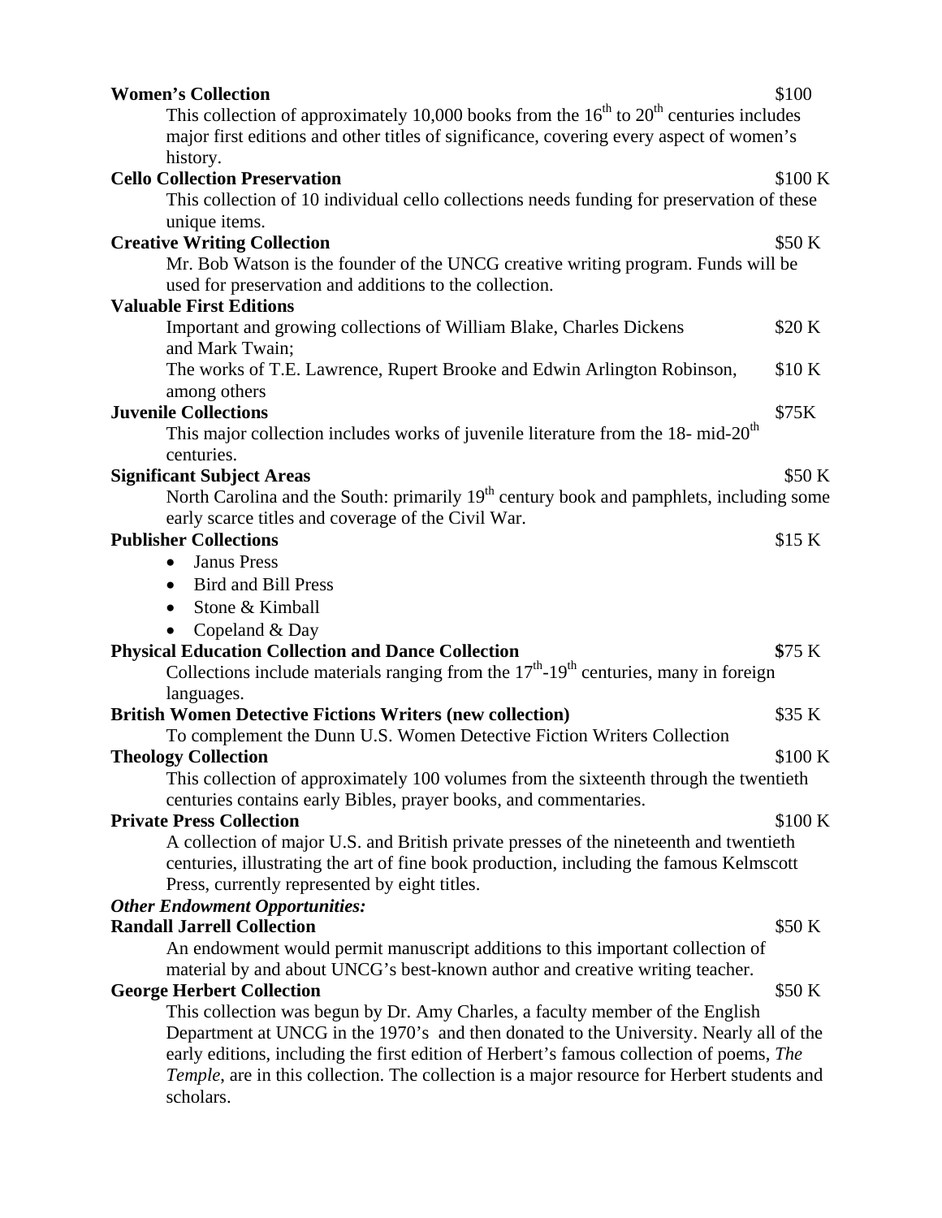**Women's Collection** $100

This collection of approximately 10,000 books from the 16th to 20th centuries includes major first editions and other titles of significance, covering every aspect of women's history.

**Cello Collection Preservation** $100 K

This collection of 10 individual cello collections needs funding for preservation of these unique items.

**Creative Writing Collection** $50 K

Mr. Bob Watson is the founder of the UNCG creative writing program. Funds will be used for preservation and additions to the collection.

**Valuable First Editions**

Important and growing collections of William Blake, Charles Dickens and Mark Twain; $20 K

The works of T.E. Lawrence, Rupert Brooke and Edwin Arlington Robinson, among others $10 K

**Juvenile Collections** $75K

This major collection includes works of juvenile literature from the 18- mid-20th centuries.

**Significant Subject Areas** $50 K

North Carolina and the South: primarily 19th century book and pamphlets, including some early scarce titles and coverage of the Civil War.

**Publisher Collections** $15 K

- Janus Press
- Bird and Bill Press
- Stone & Kimball
- Copeland & Day

**Physical Education Collection and Dance Collection** **$**75 K

Collections include materials ranging from the 17th-19th centuries, many in foreign languages.

**British Women Detective Fictions Writers (new collection)** $35 K

To complement the Dunn U.S. Women Detective Fiction Writers Collection

**Theology Collection** $100 K

This collection of approximately 100 volumes from the sixteenth through the twentieth centuries contains early Bibles, prayer books, and commentaries.

**Private Press Collection** $100 K

A collection of major U.S. and British private presses of the nineteenth and twentieth centuries, illustrating the art of fine book production, including the famous Kelmscott Press, currently represented by eight titles.

***Other Endowment Opportunities:***

**Randall Jarrell Collection** $50 K

An endowment would permit manuscript additions to this important collection of material by and about UNCG's best-known author and creative writing teacher.

**George Herbert Collection** $50 K

This collection was begun by Dr. Amy Charles, a faculty member of the English Department at UNCG in the 1970's and then donated to the University. Nearly all of the early editions, including the first edition of Herbert's famous collection of poems, *The Temple*, are in this collection. The collection is a major resource for Herbert students and scholars.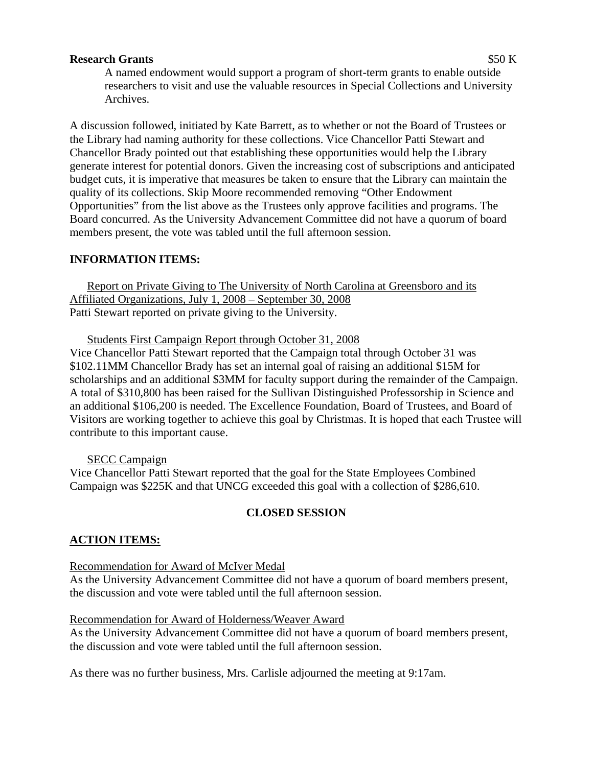**Research Grants** $50 K

A named endowment would support a program of short-term grants to enable outside researchers to visit and use the valuable resources in Special Collections and University Archives.

A discussion followed, initiated by Kate Barrett, as to whether or not the Board of Trustees or the Library had naming authority for these collections. Vice Chancellor Patti Stewart and Chancellor Brady pointed out that establishing these opportunities would help the Library generate interest for potential donors. Given the increasing cost of subscriptions and anticipated budget cuts, it is imperative that measures be taken to ensure that the Library can maintain the quality of its collections. Skip Moore recommended removing "Other Endowment Opportunities" from the list above as the Trustees only approve facilities and programs. The Board concurred. As the University Advancement Committee did not have a quorum of board members present, the vote was tabled until the full afternoon session.

**INFORMATION ITEMS:**

Report on Private Giving to The University of North Carolina at Greensboro and its Affiliated Organizations, July 1, 2008 – September 30, 2008

Patti Stewart reported on private giving to the University.

Students First Campaign Report through October 31, 2008

Vice Chancellor Patti Stewart reported that the Campaign total through October 31 was $102.11MM Chancellor Brady has set an internal goal of raising an additional $15M for scholarships and an additional $3MM for faculty support during the remainder of the Campaign. A total of $310,800 has been raised for the Sullivan Distinguished Professorship in Science and an additional $106,200 is needed. The Excellence Foundation, Board of Trustees, and Board of Visitors are working together to achieve this goal by Christmas. It is hoped that each Trustee will contribute to this important cause.

SECC Campaign

Vice Chancellor Patti Stewart reported that the goal for the State Employees Combined Campaign was $225K and that UNCG exceeded this goal with a collection of $286,610.

**CLOSED SESSION**

**ACTION ITEMS:**

Recommendation for Award of McIver Medal

As the University Advancement Committee did not have a quorum of board members present, the discussion and vote were tabled until the full afternoon session.

Recommendation for Award of Holderness/Weaver Award

As the University Advancement Committee did not have a quorum of board members present, the discussion and vote were tabled until the full afternoon session.

As there was no further business, Mrs. Carlisle adjourned the meeting at 9:17am.